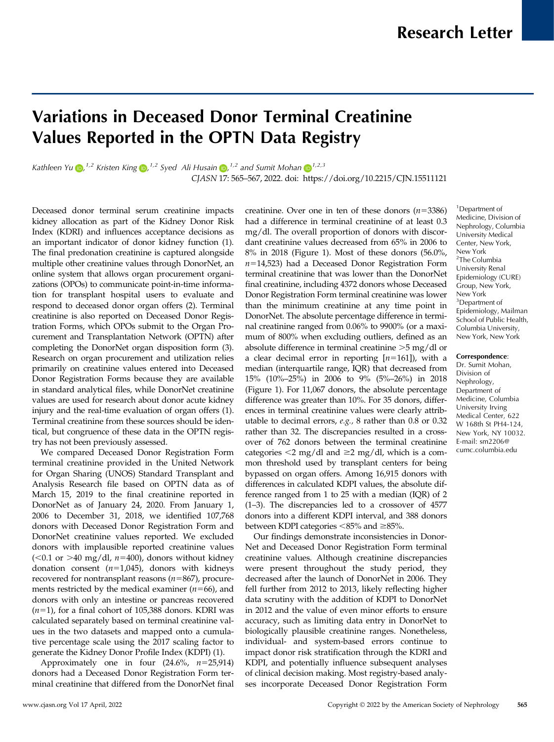Research Letter

# Variations in Deceased Donor Terminal Creatinine Values Reported in the OPTN Data Registry

*Kathleen Yu*[1,2] *Kristen King*[1,2] *Syed Ali Husain*[1,2] *and Sumit Mohan*[1,2,3]

*CJASN* 17: 565–567, 2022. doi: https://doi.org/10.2215/CJN.15511121

Deceased donor terminal serum creatinine impacts kidney allocation as part of the Kidney Donor Risk Index (KDRI) and influences acceptance decisions as an important indicator of donor kidney function (1). The final predonation creatinine is captured alongside multiple other creatinine values through DonorNet, an online system that allows organ procurement organizations (OPOs) to communicate point-in-time information for transplant hospital users to evaluate and respond to deceased donor organ offers (2). Terminal creatinine is also reported on Deceased Donor Registration Forms, which OPOs submit to the Organ Procurement and Transplantation Network (OPTN) after completing the DonorNet organ disposition form (3). Research on organ procurement and utilization relies primarily on creatinine values entered into Deceased Donor Registration Forms because they are available in standard analytical files, while DonorNet creatinine values are used for research about donor acute kidney injury and the real-time evaluation of organ offers (1). Terminal creatinine from these sources should be identical, but congruence of these data in the OPTN registry has not been previously assessed.

We compared Deceased Donor Registration Form terminal creatinine provided in the United Network for Organ Sharing (UNOS) Standard Transplant and Analysis Research file based on OPTN data as of March 15, 2019 to the final creatinine reported in DonorNet as of January 24, 2020. From January 1, 2006 to December 31, 2018, we identified 107,768 donors with Deceased Donor Registration Form and DonorNet creatinine values reported. We excluded donors with implausible reported creatinine values (<0.1 or >40 mg/dl, $n$=400), donors without kidney donation consent ($n$=1,045), donors with kidneys recovered for nontransplant reasons ($n$=867), procurements restricted by the medical examiner ($n$=66), and donors with only an intestine or pancreas recovered ($n$=1), for a final cohort of 105,388 donors. KDRI was calculated separately based on terminal creatinine values in the two datasets and mapped onto a cumulative percentage scale using the 2017 scaling factor to generate the Kidney Donor Profile Index (KDPI) (1).

Approximately one in four (24.6%, $n$=25,914) donors had a Deceased Donor Registration Form terminal creatinine that differed from the DonorNet final creatinine. Over one in ten of these donors ($n$=3386) had a difference in terminal creatinine of at least 0.3 mg/dl. The overall proportion of donors with discordant creatinine values decreased from 65% in 2006 to 8% in 2018 (Figure 1). Most of these donors (56.0%, $n$=14,523) had a Deceased Donor Registration Form terminal creatinine that was lower than the DonorNet final creatinine, including 4372 donors whose Deceased Donor Registration Form terminal creatinine was lower than the minimum creatinine at any time point in DonorNet. The absolute percentage difference in terminal creatinine ranged from 0.06% to 9900% (or a maximum of 800% when excluding outliers, defined as an absolute difference in terminal creatinine >5 mg/dl or a clear decimal error in reporting [$n$=161]), with a median (interquartile range, IQR) that decreased from 15% (10%–25%) in 2006 to 9% (5%–26%) in 2018 (Figure 1). For 11,067 donors, the absolute percentage difference was greater than 10%. For 35 donors, differences in terminal creatinine values were clearly attributable to decimal errors, *e.g.*, 8 rather than 0.8 or 0.32 rather than 32. The discrepancies resulted in a crossover of 762 donors between the terminal creatinine categories <2 mg/dl and ≥2 mg/dl, which is a common threshold used by transplant centers for being bypassed on organ offers. Among 16,915 donors with differences in calculated KDPI values, the absolute difference ranged from 1 to 25 with a median (IQR) of 2 (1–3). The discrepancies led to a crossover of 4577 donors into a different KDPI interval, and 388 donors between KDPI categories <85% and ≥85%.

Our findings demonstrate inconsistencies in DonorNet and Deceased Donor Registration Form terminal creatinine values. Although creatinine discrepancies were present throughout the study period, they decreased after the launch of DonorNet in 2006. They fell further from 2012 to 2013, likely reflecting higher data scrutiny with the addition of KDPI to DonorNet in 2012 and the value of even minor efforts to ensure accuracy, such as limiting data entry in DonorNet to biologically plausible creatinine ranges. Nonetheless, individual- and system-based errors continue to impact donor risk stratification through the KDRI and KDPI, and potentially influence subsequent analyses of clinical decision making. Most registry-based analyses incorporate Deceased Donor Registration Form

[1]Department of Medicine, Division of Nephrology, Columbia University Medical Center, New York, New York
[2]The Columbia University Renal Epidemiology (CURE) Group, New York, New York
[3]Department of Epidemiology, Mailman School of Public Health, Columbia University, New York, New York

**Correspondence**: Dr. Sumit Mohan, Division of Nephrology, Department of Medicine, Columbia University Irving Medical Center, 622 W 168th St PH4-124, New York, NY 10032. E-mail: sm2206@cumc.columbia.edu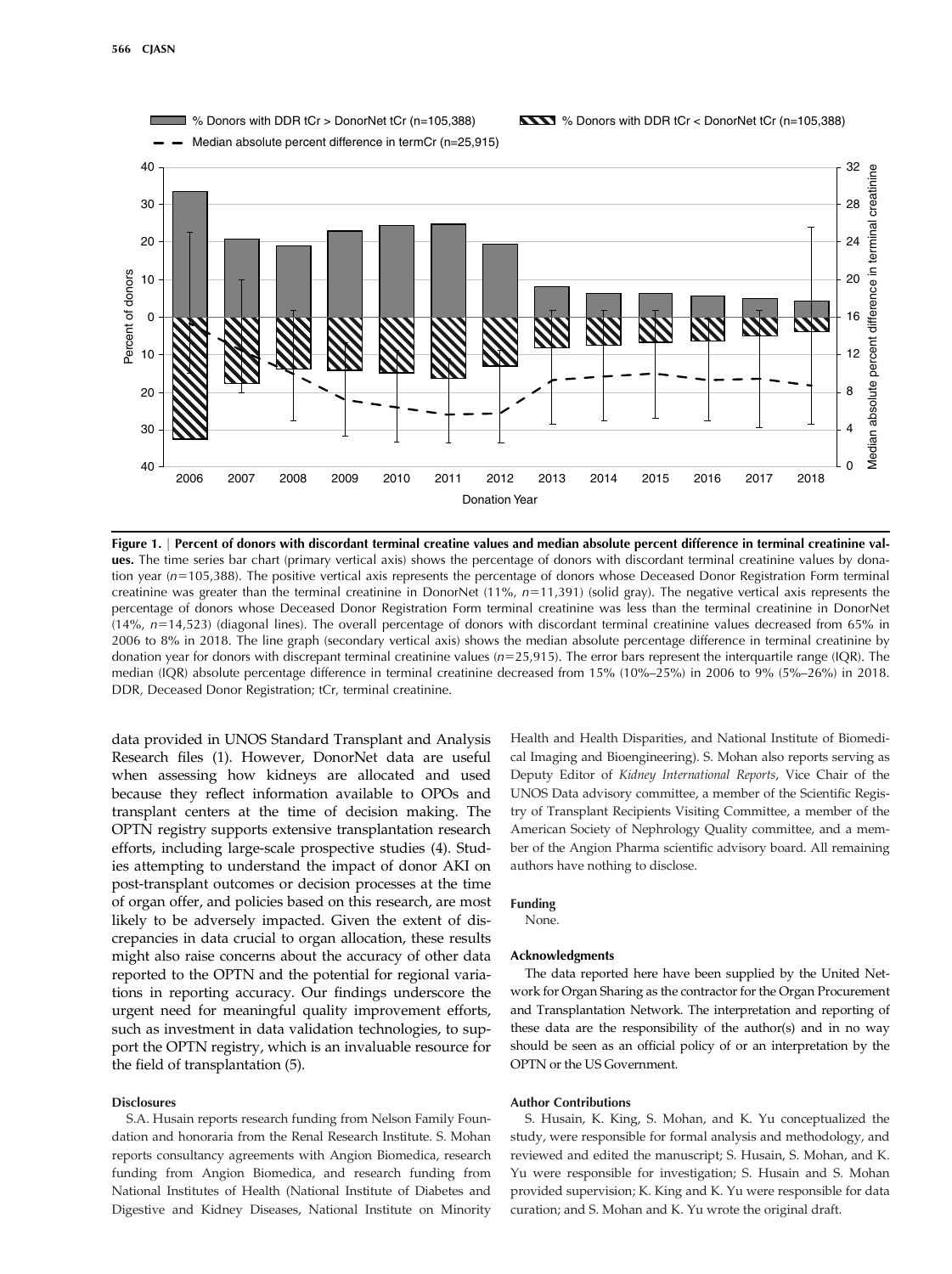**Figure 1. | Percent of donors with discordant terminal creatine values and median absolute percent difference in terminal creatinine values.** The time series bar chart (primary vertical axis) shows the percentage of donors with discordant terminal creatinine values by donation year ($n$=105,388). The positive vertical axis represents the percentage of donors whose Deceased Donor Registration Form terminal creatinine was greater than the terminal creatinine in DonorNet (11%, $n$=11,391) (solid gray). The negative vertical axis represents the percentage of donors whose Deceased Donor Registration Form terminal creatinine was less than the terminal creatinine in DonorNet (14%, $n$=14,523) (diagonal lines). The overall percentage of donors with discordant terminal creatinine values decreased from 65% in 2006 to 8% in 2018. The line graph (secondary vertical axis) shows the median absolute percentage difference in terminal creatinine by donation year for donors with discrepant terminal creatinine values ($n$=25,915). The error bars represent the interquartile range (IQR). The median (IQR) absolute percentage difference in terminal creatinine decreased from 15% (10%–25%) in 2006 to 9% (5%–26%) in 2018. DDR, Deceased Donor Registration; tCr, terminal creatinine.

data provided in UNOS Standard Transplant and Analysis Research files (1). However, DonorNet data are useful when assessing how kidneys are allocated and used because they reflect information available to OPOs and transplant centers at the time of decision making. The OPTN registry supports extensive transplantation research efforts, including large-scale prospective studies (4). Studies attempting to understand the impact of donor AKI on post-transplant outcomes or decision processes at the time of organ offer, and policies based on this research, are most likely to be adversely impacted. Given the extent of discrepancies in data crucial to organ allocation, these results might also raise concerns about the accuracy of other data reported to the OPTN and the potential for regional variations in reporting accuracy. Our findings underscore the urgent need for meaningful quality improvement efforts, such as investment in data validation technologies, to support the OPTN registry, which is an invaluable resource for the field of transplantation (5).

#### Disclosures

S.A. Husain reports research funding from Nelson Family Foundation and honoraria from the Renal Research Institute. S. Mohan reports consultancy agreements with Angion Biomedica, research funding from Angion Biomedica, and research funding from National Institutes of Health (National Institute of Diabetes and Digestive and Kidney Diseases, National Institute on Minority Health and Health Disparities, and National Institute of Biomedical Imaging and Bioengineering). S. Mohan also reports serving as Deputy Editor of *Kidney International Reports*, Vice Chair of the UNOS Data advisory committee, a member of the Scientific Registry of Transplant Recipients Visiting Committee, a member of the American Society of Nephrology Quality committee, and a member of the Angion Pharma scientific advisory board. All remaining authors have nothing to disclose.

#### Funding

None.

#### Acknowledgments

The data reported here have been supplied by the United Network for Organ Sharing as the contractor for the Organ Procurement and Transplantation Network. The interpretation and reporting of these data are the responsibility of the author(s) and in no way should be seen as an official policy of or an interpretation by the OPTN or the US Government.

#### Author Contributions

S. Husain, K. King, S. Mohan, and K. Yu conceptualized the study, were responsible for formal analysis and methodology, and reviewed and edited the manuscript; S. Husain, S. Mohan, and K. Yu were responsible for investigation; S. Husain and S. Mohan provided supervision; K. King and K. Yu were responsible for data curation; and S. Mohan and K. Yu wrote the original draft.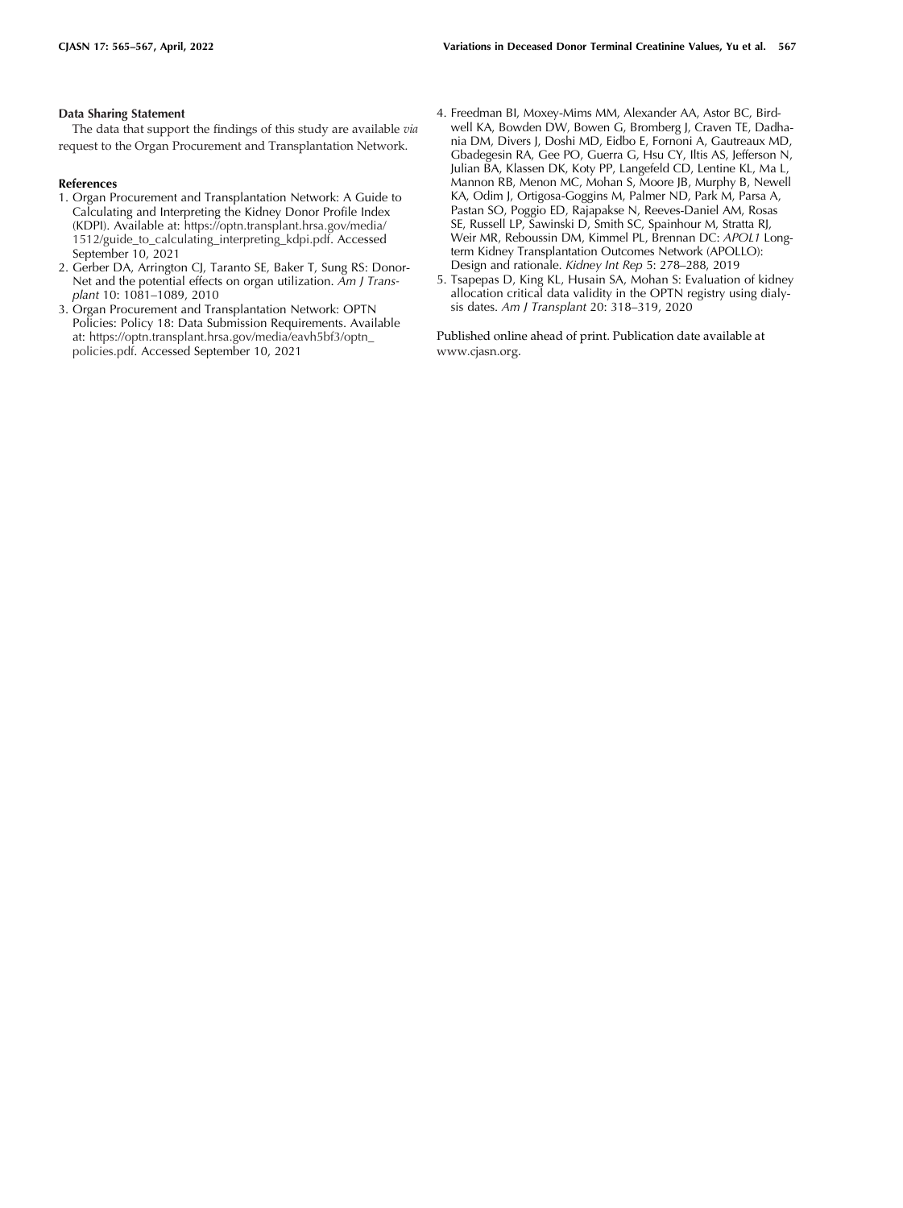**Data Sharing Statement**

The data that support the findings of this study are available *via* request to the Organ Procurement and Transplantation Network.

**References**

1. Organ Procurement and Transplantation Network: A Guide to Calculating and Interpreting the Kidney Donor Profile Index (KDPI). Available at: https://optn.transplant.hrsa.gov/media/1512/guide_to_calculating_interpreting_kdpi.pdf. Accessed September 10, 2021
2. Gerber DA, Arrington CJ, Taranto SE, Baker T, Sung RS: DonorNet and the potential effects on organ utilization. *Am J Transplant* 10: 1081–1089, 2010
3. Organ Procurement and Transplantation Network: OPTN Policies: Policy 18: Data Submission Requirements. Available at: https://optn.transplant.hrsa.gov/media/eavh5bf3/optn_policies.pdf. Accessed September 10, 2021
4. Freedman BI, Moxey-Mims MM, Alexander AA, Astor BC, Birdwell KA, Bowden DW, Bowen G, Bromberg J, Craven TE, Dadhania DM, Divers J, Doshi MD, Eidbo E, Fornoni A, Gautreaux MD, Gbadegesin RA, Gee PO, Guerra G, Hsu CY, Iltis AS, Jefferson N, Julian BA, Klassen DK, Koty PP, Langefeld CD, Lentine KL, Ma L, Mannon RB, Menon MC, Mohan S, Moore JB, Murphy B, Newell KA, Odim J, Ortigosa-Goggins M, Palmer ND, Park M, Parsa A, Pastan SO, Poggio ED, Rajapakse N, Reeves-Daniel AM, Rosas SE, Russell LP, Sawinski D, Smith SC, Spainhour M, Stratta RJ, Weir MR, Reboussin DM, Kimmel PL, Brennan DC: *APOL1* Long-term Kidney Transplantation Outcomes Network (APOLLO): Design and rationale. *Kidney Int Rep* 5: 278–288, 2019
5. Tsapepas D, King KL, Husain SA, Mohan S: Evaluation of kidney allocation critical data validity in the OPTN registry using dialysis dates. *Am J Transplant* 20: 318–319, 2020

Published online ahead of print. Publication date available at www.cjasn.org.